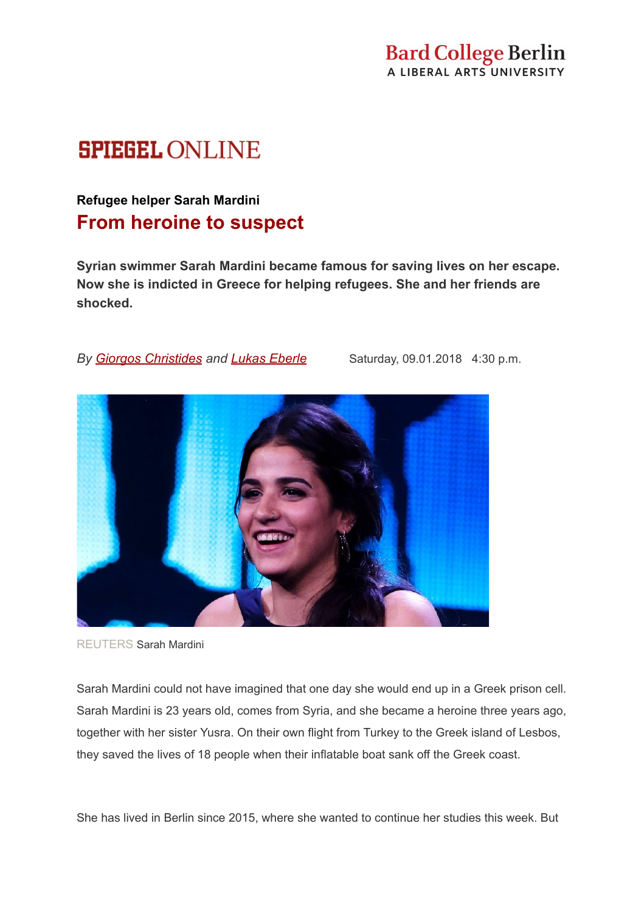Bard College Berlin
A LIBERAL ARTS UNIVERSITY

SPIEGEL ONLINE

**Refugee helper Sarah Mardini**

# From heroine to suspect

**Syrian swimmer Sarah Mardini became famous for saving lives on her escape. Now she is indicted in Greece for helping refugees. She and her friends are shocked.**

*By Giorgos Christides and Lukas Eberle* Saturday, 09.01.2018 4:30 p.m.

REUTERS Sarah Mardini

Sarah Mardini could not have imagined that one day she would end up in a Greek prison cell. Sarah Mardini is 23 years old, comes from Syria, and she became a heroine three years ago, together with her sister Yusra. On their own flight from Turkey to the Greek island of Lesbos, they saved the lives of 18 people when their inflatable boat sank off the Greek coast.

She has lived in Berlin since 2015, where she wanted to continue her studies this week. But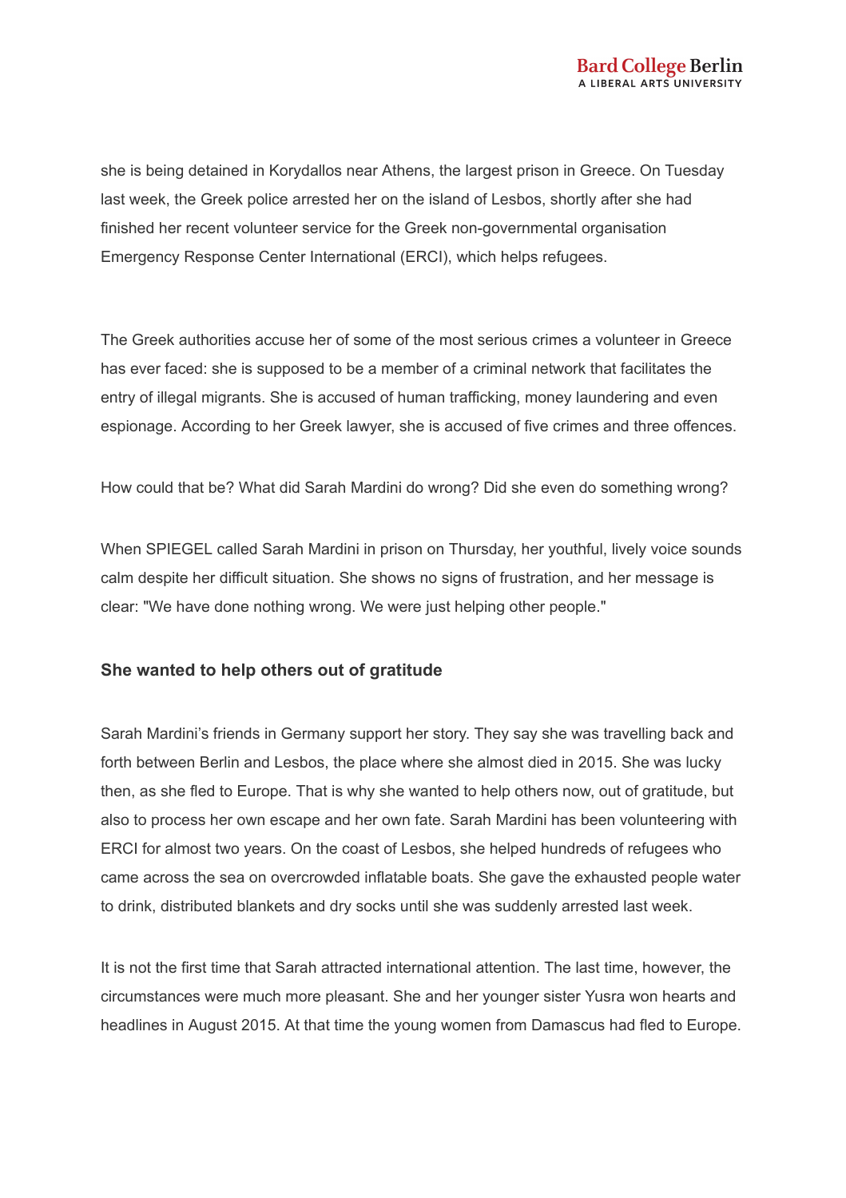she is being detained in Korydallos near Athens, the largest prison in Greece. On Tuesday last week, the Greek police arrested her on the island of Lesbos, shortly after she had finished her recent volunteer service for the Greek non-governmental organisation Emergency Response Center International (ERCI), which helps refugees.

The Greek authorities accuse her of some of the most serious crimes a volunteer in Greece has ever faced: she is supposed to be a member of a criminal network that facilitates the entry of illegal migrants. She is accused of human trafficking, money laundering and even espionage. According to her Greek lawyer, she is accused of five crimes and three offences.

How could that be? What did Sarah Mardini do wrong? Did she even do something wrong?

When SPIEGEL called Sarah Mardini in prison on Thursday, her youthful, lively voice sounds calm despite her difficult situation. She shows no signs of frustration, and her message is clear: "We have done nothing wrong. We were just helping other people."

### She wanted to help others out of gratitude

Sarah Mardini's friends in Germany support her story. They say she was travelling back and forth between Berlin and Lesbos, the place where she almost died in 2015. She was lucky then, as she fled to Europe. That is why she wanted to help others now, out of gratitude, but also to process her own escape and her own fate. Sarah Mardini has been volunteering with ERCI for almost two years. On the coast of Lesbos, she helped hundreds of refugees who came across the sea on overcrowded inflatable boats. She gave the exhausted people water to drink, distributed blankets and dry socks until she was suddenly arrested last week.

It is not the first time that Sarah attracted international attention. The last time, however, the circumstances were much more pleasant. She and her younger sister Yusra won hearts and headlines in August 2015. At that time the young women from Damascus had fled to Europe.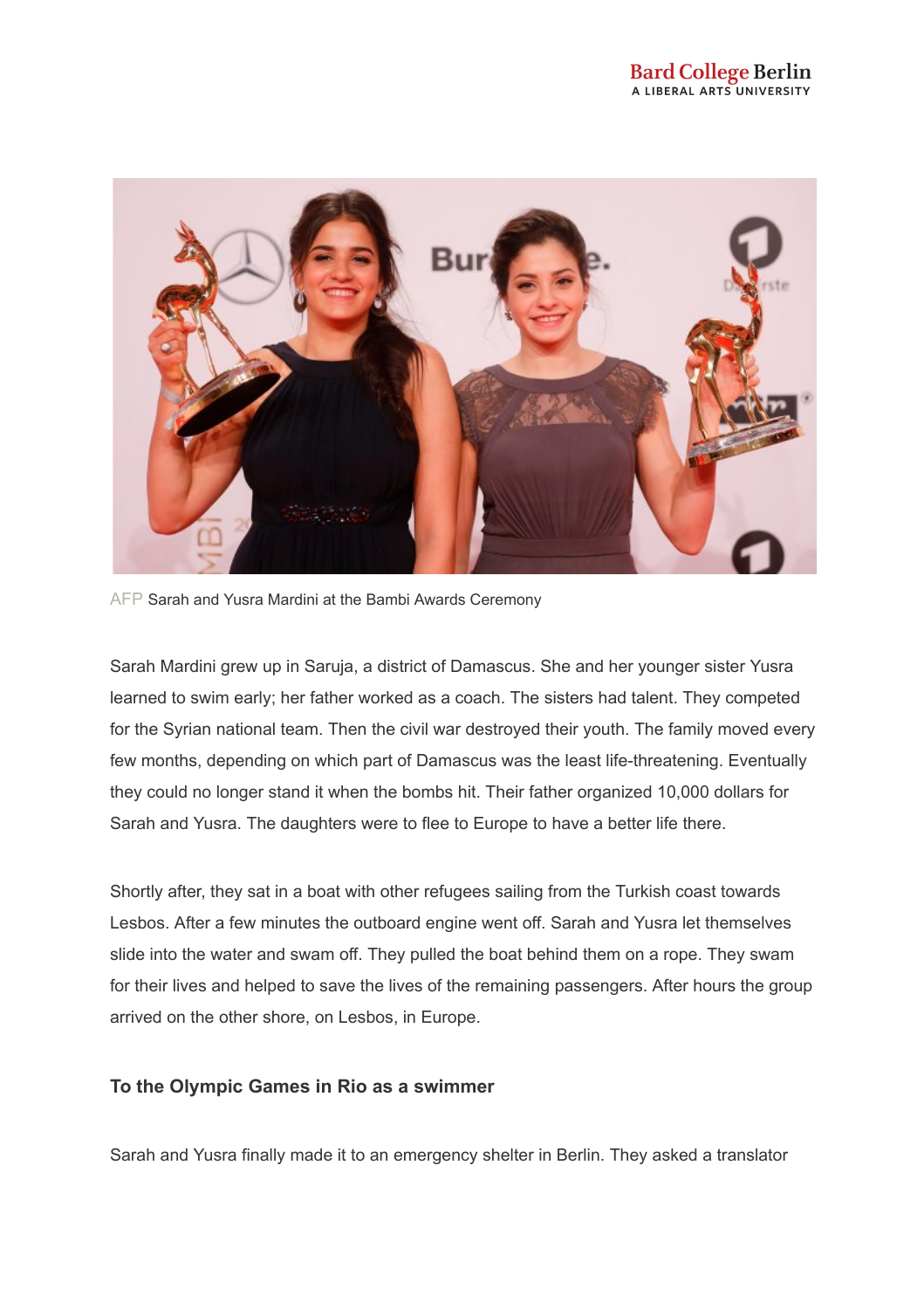AFP Sarah and Yusra Mardini at the Bambi Awards Ceremony

Sarah Mardini grew up in Saruja, a district of Damascus. She and her younger sister Yusra learned to swim early; her father worked as a coach. The sisters had talent. They competed for the Syrian national team. Then the civil war destroyed their youth. The family moved every few months, depending on which part of Damascus was the least life-threatening. Eventually they could no longer stand it when the bombs hit. Their father organized 10,000 dollars for Sarah and Yusra. The daughters were to flee to Europe to have a better life there.

Shortly after, they sat in a boat with other refugees sailing from the Turkish coast towards Lesbos. After a few minutes the outboard engine went off. Sarah and Yusra let themselves slide into the water and swam off. They pulled the boat behind them on a rope. They swam for their lives and helped to save the lives of the remaining passengers. After hours the group arrived on the other shore, on Lesbos, in Europe.

### To the Olympic Games in Rio as a swimmer

Sarah and Yusra finally made it to an emergency shelter in Berlin. They asked a translator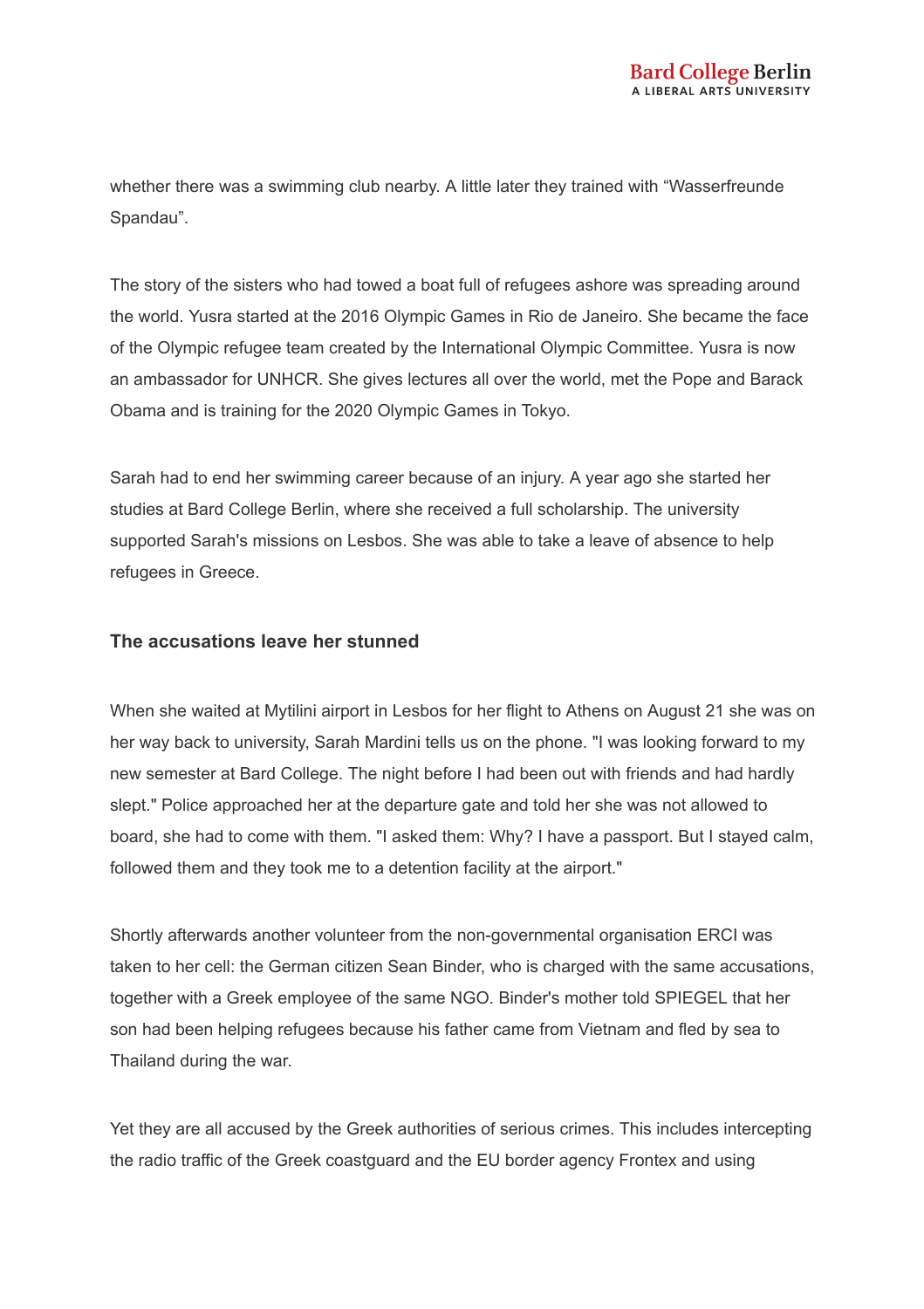whether there was a swimming club nearby. A little later they trained with “Wasserfreunde Spandau”.

The story of the sisters who had towed a boat full of refugees ashore was spreading around the world. Yusra started at the 2016 Olympic Games in Rio de Janeiro. She became the face of the Olympic refugee team created by the International Olympic Committee. Yusra is now an ambassador for UNHCR. She gives lectures all over the world, met the Pope and Barack Obama and is training for the 2020 Olympic Games in Tokyo.

Sarah had to end her swimming career because of an injury. A year ago she started her studies at Bard College Berlin, where she received a full scholarship. The university supported Sarah's missions on Lesbos. She was able to take a leave of absence to help refugees in Greece.

### The accusations leave her stunned

When she waited at Mytilini airport in Lesbos for her flight to Athens on August 21 she was on her way back to university, Sarah Mardini tells us on the phone. "I was looking forward to my new semester at Bard College. The night before I had been out with friends and had hardly slept." Police approached her at the departure gate and told her she was not allowed to board, she had to come with them. "I asked them: Why? I have a passport. But I stayed calm, followed them and they took me to a detention facility at the airport."

Shortly afterwards another volunteer from the non-governmental organisation ERCI was taken to her cell: the German citizen Sean Binder, who is charged with the same accusations, together with a Greek employee of the same NGO. Binder's mother told SPIEGEL that her son had been helping refugees because his father came from Vietnam and fled by sea to Thailand during the war.

Yet they are all accused by the Greek authorities of serious crimes. This includes intercepting the radio traffic of the Greek coastguard and the EU border agency Frontex and using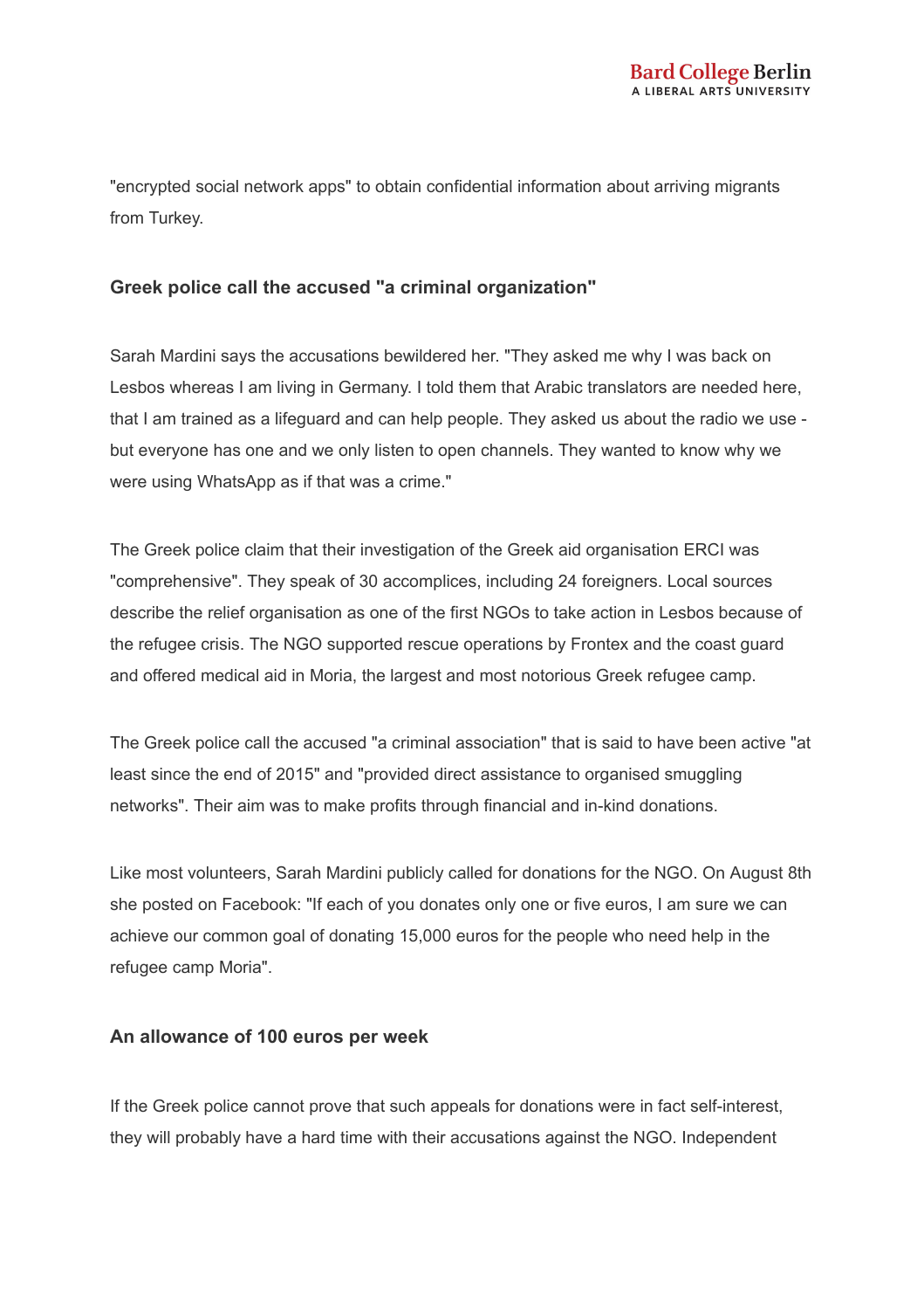"encrypted social network apps" to obtain confidential information about arriving migrants from Turkey.

### Greek police call the accused "a criminal organization"

Sarah Mardini says the accusations bewildered her. "They asked me why I was back on Lesbos whereas I am living in Germany. I told them that Arabic translators are needed here, that I am trained as a lifeguard and can help people. They asked us about the radio we use - but everyone has one and we only listen to open channels. They wanted to know why we were using WhatsApp as if that was a crime."

The Greek police claim that their investigation of the Greek aid organisation ERCI was "comprehensive". They speak of 30 accomplices, including 24 foreigners. Local sources describe the relief organisation as one of the first NGOs to take action in Lesbos because of the refugee crisis. The NGO supported rescue operations by Frontex and the coast guard and offered medical aid in Moria, the largest and most notorious Greek refugee camp.

The Greek police call the accused "a criminal association" that is said to have been active "at least since the end of 2015" and "provided direct assistance to organised smuggling networks". Their aim was to make profits through financial and in-kind donations.

Like most volunteers, Sarah Mardini publicly called for donations for the NGO. On August 8th she posted on Facebook: "If each of you donates only one or five euros, I am sure we can achieve our common goal of donating 15,000 euros for the people who need help in the refugee camp Moria".

### An allowance of 100 euros per week

If the Greek police cannot prove that such appeals for donations were in fact self-interest, they will probably have a hard time with their accusations against the NGO. Independent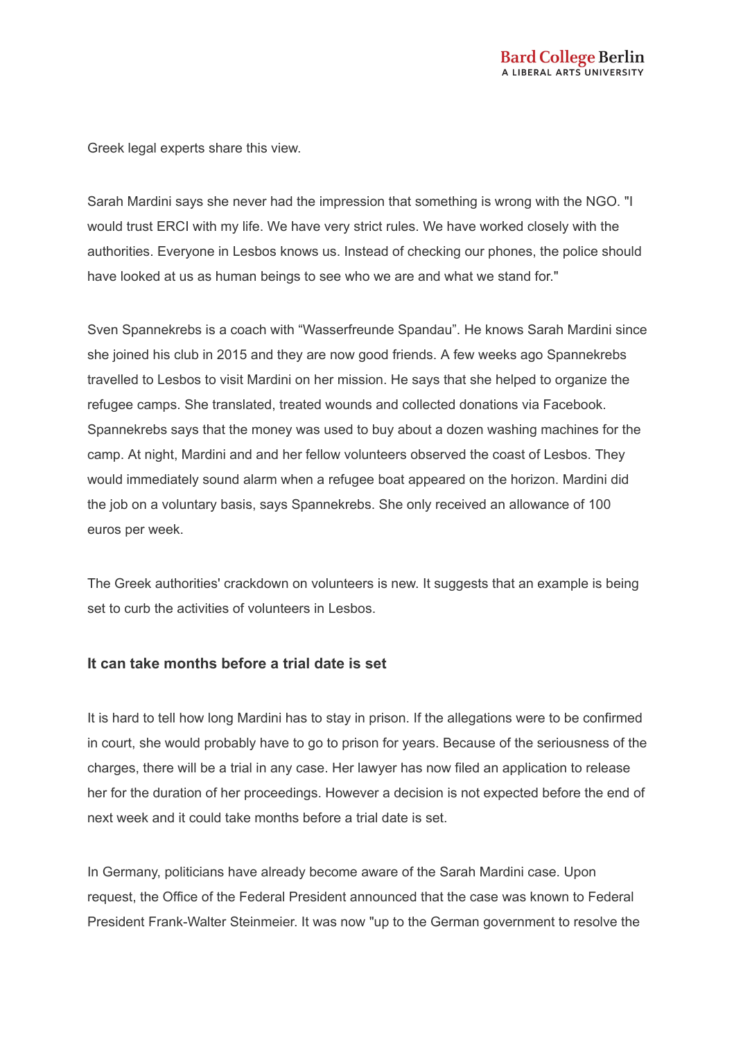Greek legal experts share this view.

Sarah Mardini says she never had the impression that something is wrong with the NGO. "I would trust ERCI with my life. We have very strict rules. We have worked closely with the authorities. Everyone in Lesbos knows us. Instead of checking our phones, the police should have looked at us as human beings to see who we are and what we stand for."

Sven Spannekrebs is a coach with "Wasserfreunde Spandau". He knows Sarah Mardini since she joined his club in 2015 and they are now good friends. A few weeks ago Spannekrebs travelled to Lesbos to visit Mardini on her mission. He says that she helped to organize the refugee camps. She translated, treated wounds and collected donations via Facebook. Spannekrebs says that the money was used to buy about a dozen washing machines for the camp. At night, Mardini and and her fellow volunteers observed the coast of Lesbos. They would immediately sound alarm when a refugee boat appeared on the horizon. Mardini did the job on a voluntary basis, says Spannekrebs. She only received an allowance of 100 euros per week.

The Greek authorities' crackdown on volunteers is new. It suggests that an example is being set to curb the activities of volunteers in Lesbos.

### It can take months before a trial date is set

It is hard to tell how long Mardini has to stay in prison. If the allegations were to be confirmed in court, she would probably have to go to prison for years. Because of the seriousness of the charges, there will be a trial in any case. Her lawyer has now filed an application to release her for the duration of her proceedings. However a decision is not expected before the end of next week and it could take months before a trial date is set.

In Germany, politicians have already become aware of the Sarah Mardini case. Upon request, the Office of the Federal President announced that the case was known to Federal President Frank-Walter Steinmeier. It was now "up to the German government to resolve the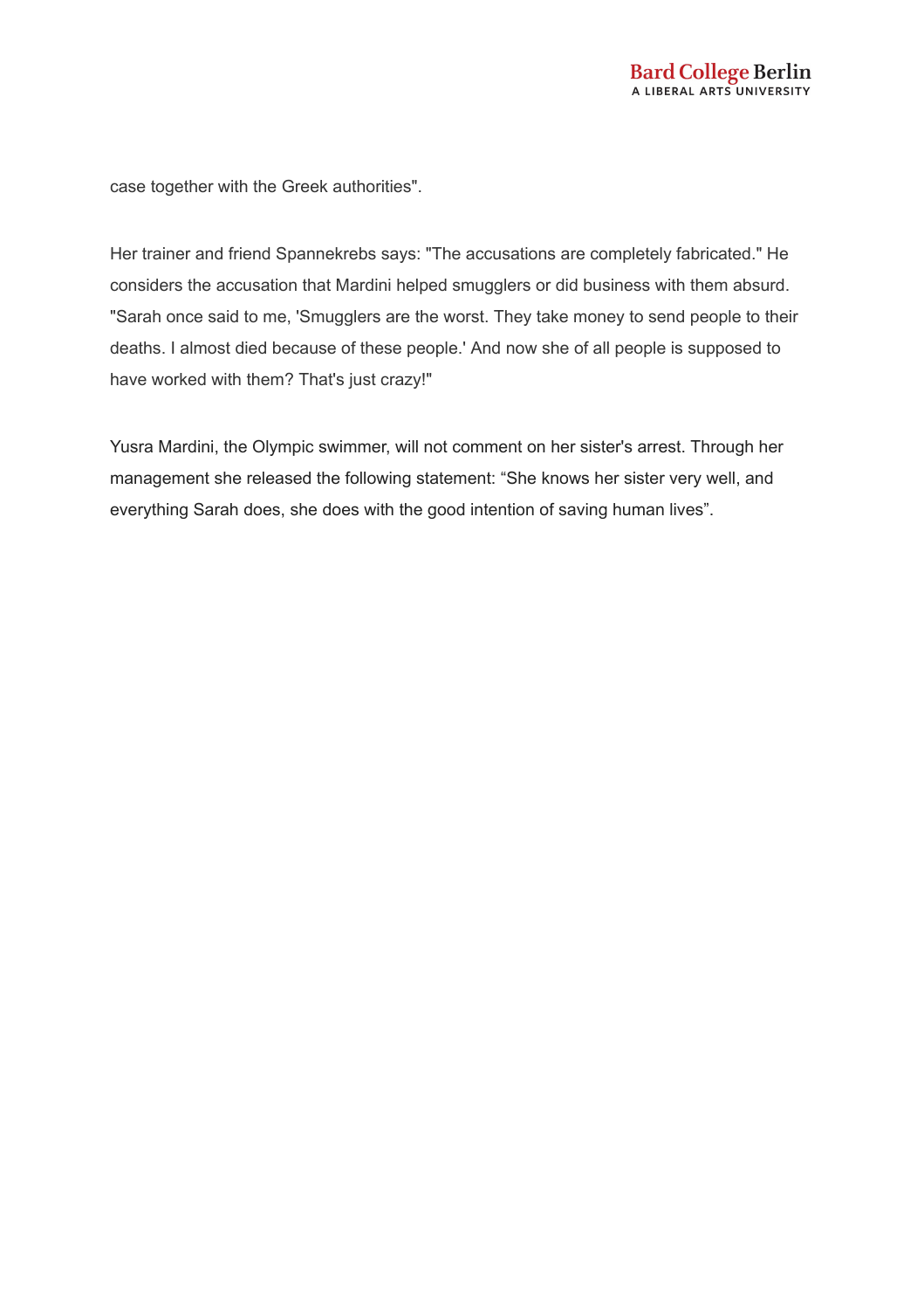case together with the Greek authorities".

Her trainer and friend Spannekrebs says: "The accusations are completely fabricated." He considers the accusation that Mardini helped smugglers or did business with them absurd. "Sarah once said to me, 'Smugglers are the worst. They take money to send people to their deaths. I almost died because of these people.' And now she of all people is supposed to have worked with them? That's just crazy!"

Yusra Mardini, the Olympic swimmer, will not comment on her sister's arrest. Through her management she released the following statement: “She knows her sister very well, and everything Sarah does, she does with the good intention of saving human lives”.